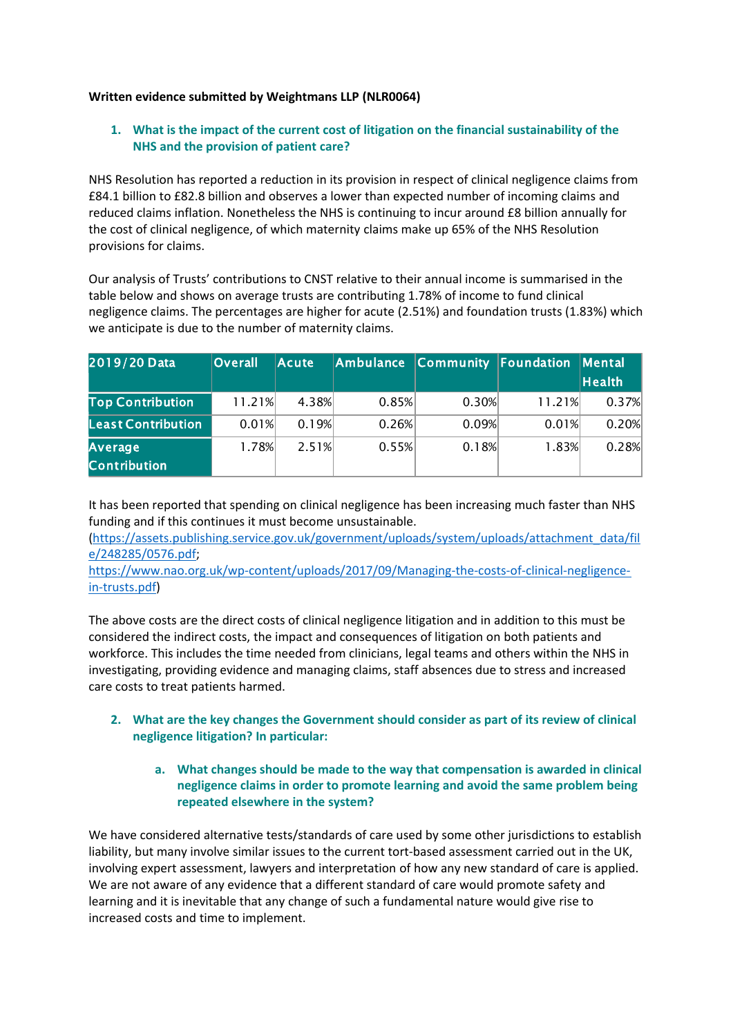**Written evidence submitted by Weightmans LLP (NLR0064)**

1. **What is the impact of the current cost of litigation on the financial sustainability of the NHS and the provision of patient care?**

NHS Resolution has reported a reduction in its provision in respect of clinical negligence claims from £84.1 billion to £82.8 billion and observes a lower than expected number of incoming claims and reduced claims inflation. Nonetheless the NHS is continuing to incur around £8 billion annually for the cost of clinical negligence, of which maternity claims make up 65% of the NHS Resolution provisions for claims.

Our analysis of Trusts' contributions to CNST relative to their annual income is summarised in the table below and shows on average trusts are contributing 1.78% of income to fund clinical negligence claims. The percentages are higher for acute (2.51%) and foundation trusts (1.83%) which we anticipate is due to the number of maternity claims.

| 2019/20 Data | Overall | Acute | Ambulance | Community | Foundation | Mental Health |
|---|---|---|---|---|---|---|
| Top Contribution | 11.21% | 4.38% | 0.85% | 0.30% | 11.21% | 0.37% |
| Least Contribution | 0.01% | 0.19% | 0.26% | 0.09% | 0.01% | 0.20% |
| Average Contribution | 1.78% | 2.51% | 0.55% | 0.18% | 1.83% | 0.28% |

It has been reported that spending on clinical negligence has been increasing much faster than NHS funding and if this continues it must become unsustainable.
(https://assets.publishing.service.gov.uk/government/uploads/system/uploads/attachment_data/file/248285/0576.pdf;
https://www.nao.org.uk/wp-content/uploads/2017/09/Managing-the-costs-of-clinical-negligence-in-trusts.pdf)

The above costs are the direct costs of clinical negligence litigation and in addition to this must be considered the indirect costs, the impact and consequences of litigation on both patients and workforce. This includes the time needed from clinicians, legal teams and others within the NHS in investigating, providing evidence and managing claims, staff absences due to stress and increased care costs to treat patients harmed.

2. **What are the key changes the Government should consider as part of its review of clinical negligence litigation? In particular:**

    a. **What changes should be made to the way that compensation is awarded in clinical negligence claims in order to promote learning and avoid the same problem being repeated elsewhere in the system?**

We have considered alternative tests/standards of care used by some other jurisdictions to establish liability, but many involve similar issues to the current tort-based assessment carried out in the UK, involving expert assessment, lawyers and interpretation of how any new standard of care is applied. We are not aware of any evidence that a different standard of care would promote safety and learning and it is inevitable that any change of such a fundamental nature would give rise to increased costs and time to implement.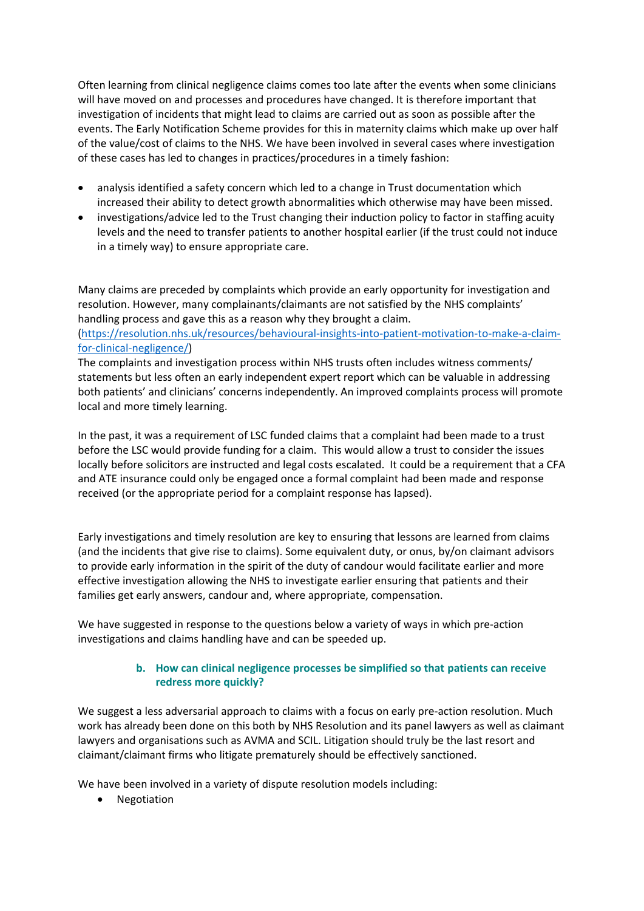Often learning from clinical negligence claims comes too late after the events when some clinicians will have moved on and processes and procedures have changed. It is therefore important that investigation of incidents that might lead to claims are carried out as soon as possible after the events. The Early Notification Scheme provides for this in maternity claims which make up over half of the value/cost of claims to the NHS. We have been involved in several cases where investigation of these cases has led to changes in practices/procedures in a timely fashion:

- analysis identified a safety concern which led to a change in Trust documentation which increased their ability to detect growth abnormalities which otherwise may have been missed.
- investigations/advice led to the Trust changing their induction policy to factor in staffing acuity levels and the need to transfer patients to another hospital earlier (if the trust could not induce in a timely way) to ensure appropriate care.

Many claims are preceded by complaints which provide an early opportunity for investigation and resolution. However, many complainants/claimants are not satisfied by the NHS complaints' handling process and gave this as a reason why they brought a claim. ([https://resolution.nhs.uk/resources/behavioural-insights-into-patient-motivation-to-make-a-claim-for-clinical-negligence/](https://resolution.nhs.uk/resources/behavioural-insights-into-patient-motivation-to-make-a-claim-for-clinical-negligence/))
The complaints and investigation process within NHS trusts often includes witness comments/ statements but less often an early independent expert report which can be valuable in addressing both patients' and clinicians' concerns independently. An improved complaints process will promote local and more timely learning.

In the past, it was a requirement of LSC funded claims that a complaint had been made to a trust before the LSC would provide funding for a claim. This would allow a trust to consider the issues locally before solicitors are instructed and legal costs escalated. It could be a requirement that a CFA and ATE insurance could only be engaged once a formal complaint had been made and response received (or the appropriate period for a complaint response has lapsed).

Early investigations and timely resolution are key to ensuring that lessons are learned from claims (and the incidents that give rise to claims). Some equivalent duty, or onus, by/on claimant advisors to provide early information in the spirit of the duty of candour would facilitate earlier and more effective investigation allowing the NHS to investigate earlier ensuring that patients and their families get early answers, candour and, where appropriate, compensation.

We have suggested in response to the questions below a variety of ways in which pre-action investigations and claims handling have and can be speeded up.

### b. How can clinical negligence processes be simplified so that patients can receive redress more quickly?

We suggest a less adversarial approach to claims with a focus on early pre-action resolution. Much work has already been done on this both by NHS Resolution and its panel lawyers as well as claimant lawyers and organisations such as AVMA and SCIL. Litigation should truly be the last resort and claimant/claimant firms who litigate prematurely should be effectively sanctioned.

We have been involved in a variety of dispute resolution models including:

- Negotiation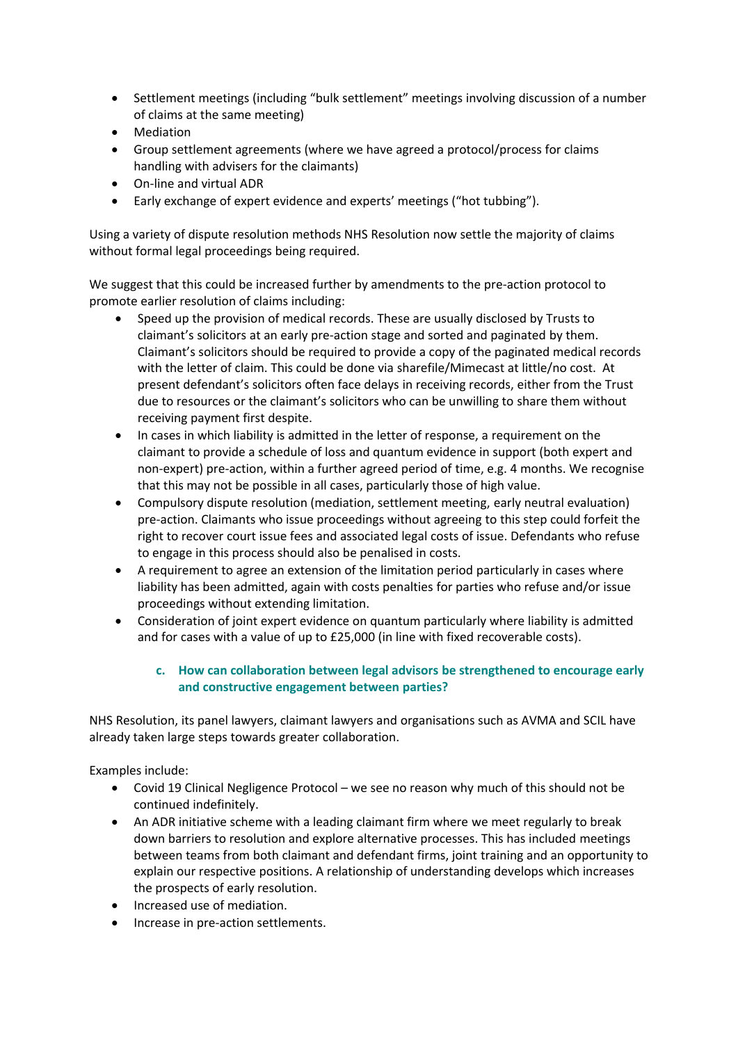- Settlement meetings (including "bulk settlement" meetings involving discussion of a number of claims at the same meeting)
- Mediation
- Group settlement agreements (where we have agreed a protocol/process for claims handling with advisers for the claimants)
- On-line and virtual ADR
- Early exchange of expert evidence and experts' meetings ("hot tubbing").

Using a variety of dispute resolution methods NHS Resolution now settle the majority of claims without formal legal proceedings being required.

We suggest that this could be increased further by amendments to the pre-action protocol to promote earlier resolution of claims including:

- Speed up the provision of medical records. These are usually disclosed by Trusts to claimant's solicitors at an early pre-action stage and sorted and paginated by them. Claimant's solicitors should be required to provide a copy of the paginated medical records with the letter of claim. This could be done via sharefile/Mimecast at little/no cost. At present defendant's solicitors often face delays in receiving records, either from the Trust due to resources or the claimant's solicitors who can be unwilling to share them without receiving payment first despite.
- In cases in which liability is admitted in the letter of response, a requirement on the claimant to provide a schedule of loss and quantum evidence in support (both expert and non-expert) pre-action, within a further agreed period of time, e.g. 4 months. We recognise that this may not be possible in all cases, particularly those of high value.
- Compulsory dispute resolution (mediation, settlement meeting, early neutral evaluation) pre-action. Claimants who issue proceedings without agreeing to this step could forfeit the right to recover court issue fees and associated legal costs of issue. Defendants who refuse to engage in this process should also be penalised in costs.
- A requirement to agree an extension of the limitation period particularly in cases where liability has been admitted, again with costs penalties for parties who refuse and/or issue proceedings without extending limitation.
- Consideration of joint expert evidence on quantum particularly where liability is admitted and for cases with a value of up to £25,000 (in line with fixed recoverable costs).

### c. How can collaboration between legal advisors be strengthened to encourage early and constructive engagement between parties?

NHS Resolution, its panel lawyers, claimant lawyers and organisations such as AVMA and SCIL have already taken large steps towards greater collaboration.

Examples include:

- Covid 19 Clinical Negligence Protocol – we see no reason why much of this should not be continued indefinitely.
- An ADR initiative scheme with a leading claimant firm where we meet regularly to break down barriers to resolution and explore alternative processes. This has included meetings between teams from both claimant and defendant firms, joint training and an opportunity to explain our respective positions. A relationship of understanding develops which increases the prospects of early resolution.
- Increased use of mediation.
- Increase in pre-action settlements.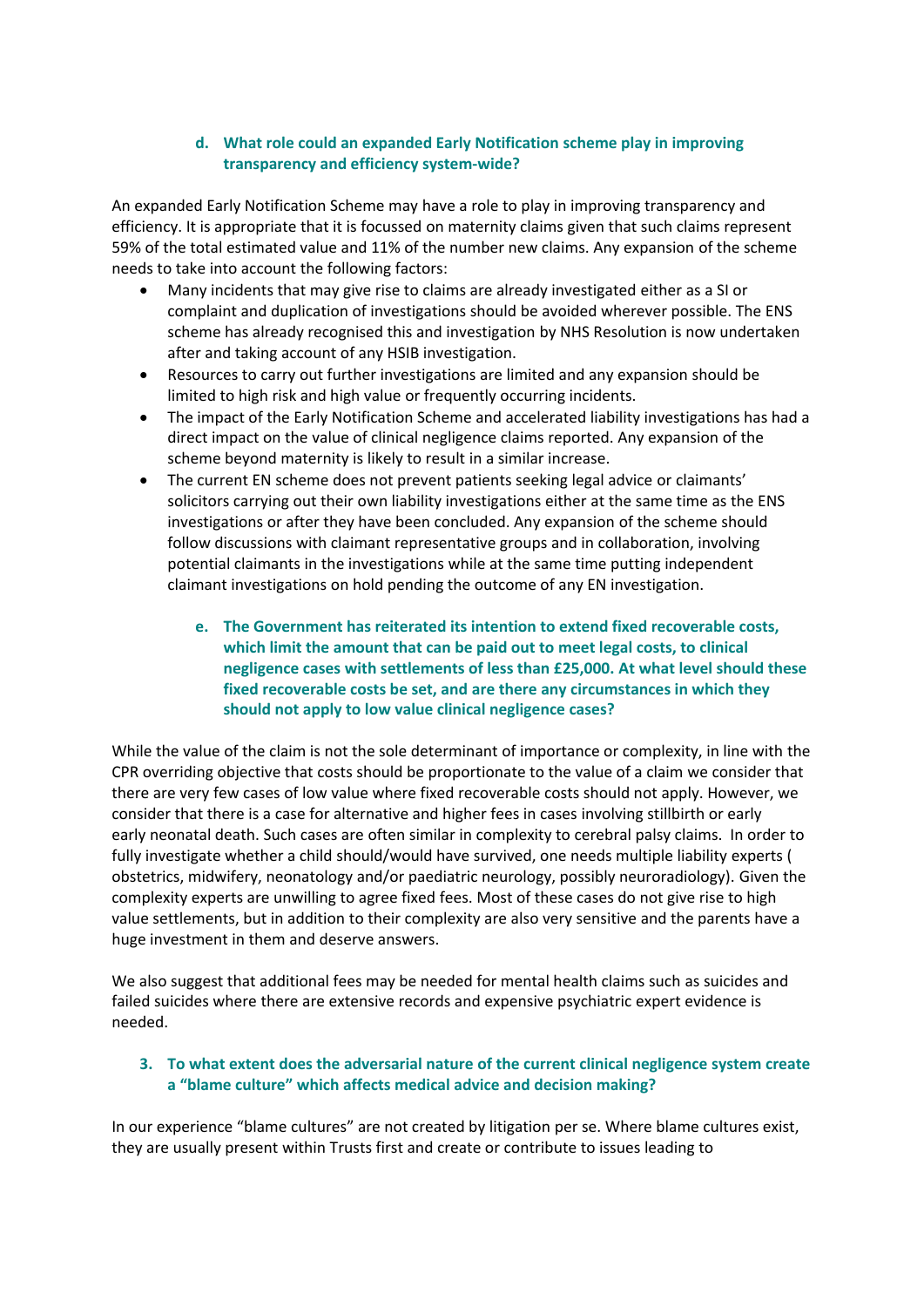### d. What role could an expanded Early Notification scheme play in improving transparency and efficiency system-wide?

An expanded Early Notification Scheme may have a role to play in improving transparency and efficiency. It is appropriate that it is focussed on maternity claims given that such claims represent 59% of the total estimated value and 11% of the number new claims. Any expansion of the scheme needs to take into account the following factors:

- Many incidents that may give rise to claims are already investigated either as a SI or complaint and duplication of investigations should be avoided wherever possible. The ENS scheme has already recognised this and investigation by NHS Resolution is now undertaken after and taking account of any HSIB investigation.
- Resources to carry out further investigations are limited and any expansion should be limited to high risk and high value or frequently occurring incidents.
- The impact of the Early Notification Scheme and accelerated liability investigations has had a direct impact on the value of clinical negligence claims reported. Any expansion of the scheme beyond maternity is likely to result in a similar increase.
- The current EN scheme does not prevent patients seeking legal advice or claimants' solicitors carrying out their own liability investigations either at the same time as the ENS investigations or after they have been concluded. Any expansion of the scheme should follow discussions with claimant representative groups and in collaboration, involving potential claimants in the investigations while at the same time putting independent claimant investigations on hold pending the outcome of any EN investigation.

### e. The Government has reiterated its intention to extend fixed recoverable costs, which limit the amount that can be paid out to meet legal costs, to clinical negligence cases with settlements of less than £25,000. At what level should these fixed recoverable costs be set, and are there any circumstances in which they should not apply to low value clinical negligence cases?

While the value of the claim is not the sole determinant of importance or complexity, in line with the CPR overriding objective that costs should be proportionate to the value of a claim we consider that there are very few cases of low value where fixed recoverable costs should not apply. However, we consider that there is a case for alternative and higher fees in cases involving stillbirth or early early neonatal death. Such cases are often similar in complexity to cerebral palsy claims. In order to fully investigate whether a child should/would have survived, one needs multiple liability experts ( obstetrics, midwifery, neonatology and/or paediatric neurology, possibly neuroradiology). Given the complexity experts are unwilling to agree fixed fees. Most of these cases do not give rise to high value settlements, but in addition to their complexity are also very sensitive and the parents have a huge investment in them and deserve answers.

We also suggest that additional fees may be needed for mental health claims such as suicides and failed suicides where there are extensive records and expensive psychiatric expert evidence is needed.

## 3. To what extent does the adversarial nature of the current clinical negligence system create a "blame culture" which affects medical advice and decision making?

In our experience "blame cultures" are not created by litigation per se. Where blame cultures exist, they are usually present within Trusts first and create or contribute to issues leading to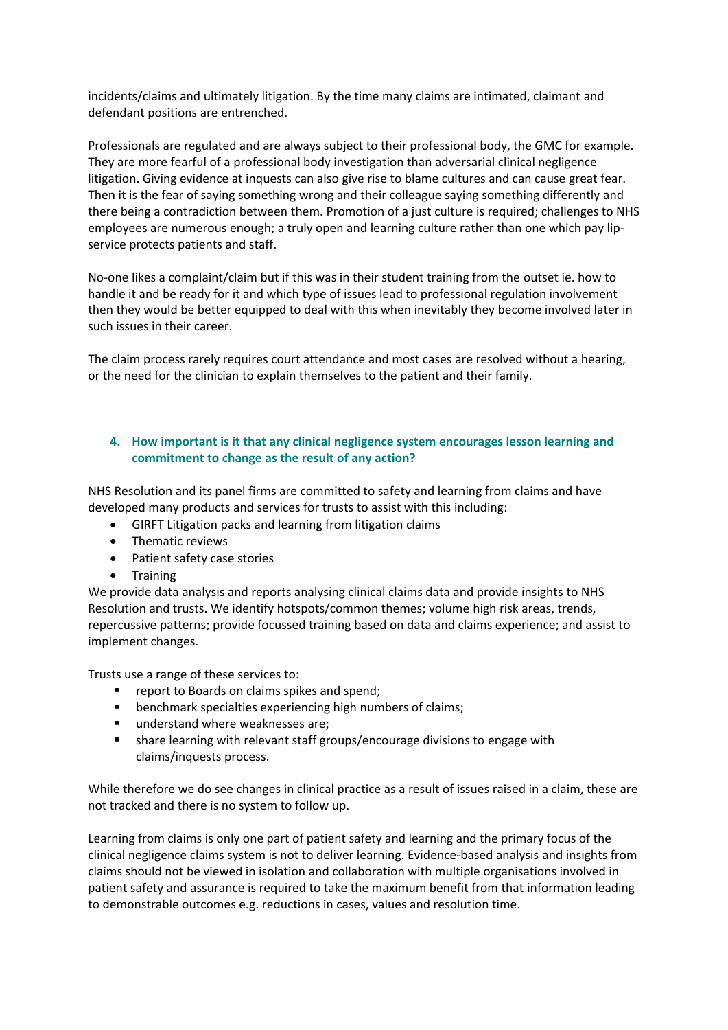incidents/claims and ultimately litigation. By the time many claims are intimated, claimant and defendant positions are entrenched.

Professionals are regulated and are always subject to their professional body, the GMC for example. They are more fearful of a professional body investigation than adversarial clinical negligence litigation. Giving evidence at inquests can also give rise to blame cultures and can cause great fear. Then it is the fear of saying something wrong and their colleague saying something differently and there being a contradiction between them. Promotion of a just culture is required; challenges to NHS employees are numerous enough; a truly open and learning culture rather than one which pay lip-service protects patients and staff.

No-one likes a complaint/claim but if this was in their student training from the outset ie. how to handle it and be ready for it and which type of issues lead to professional regulation involvement then they would be better equipped to deal with this when inevitably they become involved later in such issues in their career.

The claim process rarely requires court attendance and most cases are resolved without a hearing, or the need for the clinician to explain themselves to the patient and their family.

### 4. How important is it that any clinical negligence system encourages lesson learning and commitment to change as the result of any action?

NHS Resolution and its panel firms are committed to safety and learning from claims and have developed many products and services for trusts to assist with this including:

- GIRFT Litigation packs and learning from litigation claims
- Thematic reviews
- Patient safety case stories
- Training

We provide data analysis and reports analysing clinical claims data and provide insights to NHS Resolution and trusts. We identify hotspots/common themes; volume high risk areas, trends, repercussive patterns; provide focussed training based on data and claims experience; and assist to implement changes.

Trusts use a range of these services to:

- report to Boards on claims spikes and spend;
- benchmark specialties experiencing high numbers of claims;
- understand where weaknesses are;
- share learning with relevant staff groups/encourage divisions to engage with claims/inquests process.

While therefore we do see changes in clinical practice as a result of issues raised in a claim, these are not tracked and there is no system to follow up.

Learning from claims is only one part of patient safety and learning and the primary focus of the clinical negligence claims system is not to deliver learning. Evidence-based analysis and insights from claims should not be viewed in isolation and collaboration with multiple organisations involved in patient safety and assurance is required to take the maximum benefit from that information leading to demonstrable outcomes e.g. reductions in cases, values and resolution time.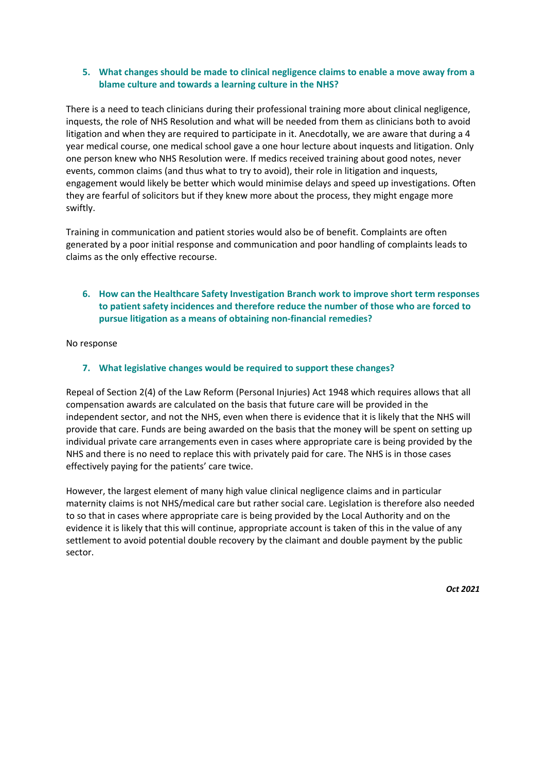### 5. What changes should be made to clinical negligence claims to enable a move away from a blame culture and towards a learning culture in the NHS?

There is a need to teach clinicians during their professional training more about clinical negligence, inquests, the role of NHS Resolution and what will be needed from them as clinicians both to avoid litigation and when they are required to participate in it. Anecdotally, we are aware that during a 4 year medical course, one medical school gave a one hour lecture about inquests and litigation. Only one person knew who NHS Resolution were. If medics received training about good notes, never events, common claims (and thus what to try to avoid), their role in litigation and inquests, engagement would likely be better which would minimise delays and speed up investigations. Often they are fearful of solicitors but if they knew more about the process, they might engage more swiftly.

Training in communication and patient stories would also be of benefit. Complaints are often generated by a poor initial response and communication and poor handling of complaints leads to claims as the only effective recourse.

### 6. How can the Healthcare Safety Investigation Branch work to improve short term responses to patient safety incidences and therefore reduce the number of those who are forced to pursue litigation as a means of obtaining non-financial remedies?

No response

### 7. What legislative changes would be required to support these changes?

Repeal of Section 2(4) of the Law Reform (Personal Injuries) Act 1948 which requires allows that all compensation awards are calculated on the basis that future care will be provided in the independent sector, and not the NHS, even when there is evidence that it is likely that the NHS will provide that care. Funds are being awarded on the basis that the money will be spent on setting up individual private care arrangements even in cases where appropriate care is being provided by the NHS and there is no need to replace this with privately paid for care. The NHS is in those cases effectively paying for the patients' care twice.

However, the largest element of many high value clinical negligence claims and in particular maternity claims is not NHS/medical care but rather social care. Legislation is therefore also needed to so that in cases where appropriate care is being provided by the Local Authority and on the evidence it is likely that this will continue, appropriate account is taken of this in the value of any settlement to avoid potential double recovery by the claimant and double payment by the public sector.

***Oct 2021***